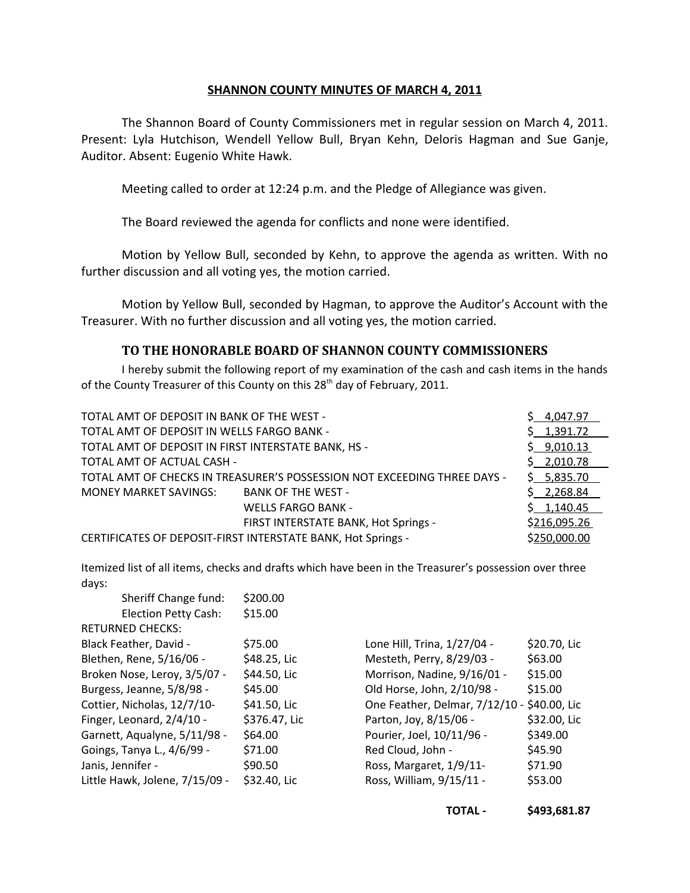## SHANNON COUNTY MINUTES OF MARCH 4, 2011

The Shannon Board of County Commissioners met in regular session on March 4, 2011. Present: Lyla Hutchison, Wendell Yellow Bull, Bryan Kehn, Deloris Hagman and Sue Ganje, Auditor. Absent: Eugenio White Hawk.

Meeting called to order at 12:24 p.m. and the Pledge of Allegiance was given.

The Board reviewed the agenda for conflicts and none were identified.

Motion by Yellow Bull, seconded by Kehn, to approve the agenda as written. With no further discussion and all voting yes, the motion carried.

Motion by Yellow Bull, seconded by Hagman, to approve the Auditor's Account with the Treasurer. With no further discussion and all voting yes, the motion carried.

### TO THE HONORABLE BOARD OF SHANNON COUNTY COMMISSIONERS

I hereby submit the following report of my examination of the cash and cash items in the hands of the County Treasurer of this County on this 28th day of February, 2011.

| | | |
|---|---|---|
| TOTAL AMT OF DEPOSIT IN BANK OF THE WEST - | | $ 4,047.97 |
| TOTAL AMT OF DEPOSIT IN WELLS FARGO BANK - | | $ 1,391.72 |
| TOTAL AMT OF DEPOSIT IN FIRST INTERSTATE BANK, HS - | | $ 9,010.13 |
| TOTAL AMT OF ACTUAL CASH - | | $ 2,010.78 |
| TOTAL AMT OF CHECKS IN TREASURER'S POSSESSION NOT EXCEEDING THREE DAYS - | | $ 5,835.70 |
| MONEY MARKET SAVINGS: | BANK OF THE WEST - | $ 2,268.84 |
| | WELLS FARGO BANK - | $ 1,140.45 |
| | FIRST INTERSTATE BANK, Hot Springs - | $216,095.26 |
| CERTIFICATES OF DEPOSIT-FIRST INTERSTATE BANK, Hot Springs - | | $250,000.00 |

Itemized list of all items, checks and drafts which have been in the Treasurer's possession over three days:

| | |
|---|---|
| Sheriff Change fund: | $200.00 |
| Election Petty Cash: | $15.00 |

RETURNED CHECKS:

| | | | |
|---|---|---|---|
| Black Feather, David - | $75.00 | Lone Hill, Trina, 1/27/04 - | $20.70, Lic |
| Blethen, Rene, 5/16/06 - | $48.25, Lic | Mesteth, Perry, 8/29/03 - | $63.00 |
| Broken Nose, Leroy, 3/5/07 - | $44.50, Lic | Morrison, Nadine, 9/16/01 - | $15.00 |
| Burgess, Jeanne, 5/8/98 - | $45.00 | Old Horse, John, 2/10/98 - | $15.00 |
| Cottier, Nicholas, 12/7/10- | $41.50, Lic | One Feather, Delmar, 7/12/10 - | $40.00, Lic |
| Finger, Leonard, 2/4/10 - | $376.47, Lic | Parton, Joy, 8/15/06 - | $32.00, Lic |
| Garnett, Aqualyne, 5/11/98 - | $64.00 | Pourier, Joel, 10/11/96 - | $349.00 |
| Goings, Tanya L., 4/6/99 - | $71.00 | Red Cloud, John - | $45.90 |
| Janis, Jennifer - | $90.50 | Ross, Margaret, 1/9/11- | $71.90 |
| Little Hawk, Jolene, 7/15/09 - | $32.40, Lic | Ross, William, 9/15/11 - | $53.00 |

**TOTAL - $493,681.87**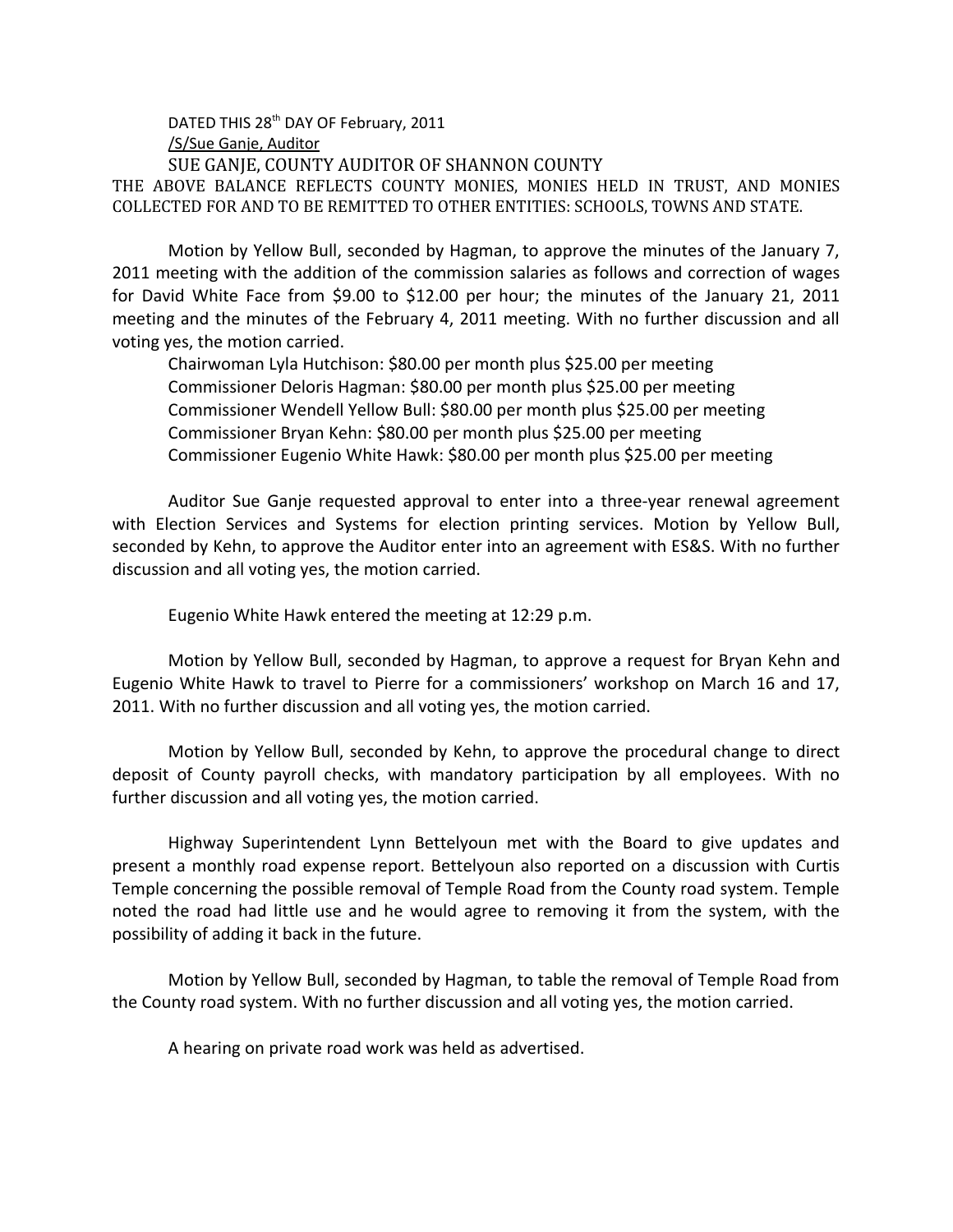DATED THIS 28th DAY OF February, 2011

/S/Sue Ganje, Auditor

SUE GANJE, COUNTY AUDITOR OF SHANNON COUNTY

THE ABOVE BALANCE REFLECTS COUNTY MONIES, MONIES HELD IN TRUST, AND MONIES COLLECTED FOR AND TO BE REMITTED TO OTHER ENTITIES: SCHOOLS, TOWNS AND STATE.

Motion by Yellow Bull, seconded by Hagman, to approve the minutes of the January 7, 2011 meeting with the addition of the commission salaries as follows and correction of wages for David White Face from $9.00 to $12.00 per hour; the minutes of the January 21, 2011 meeting and the minutes of the February 4, 2011 meeting. With no further discussion and all voting yes, the motion carried.

Chairwoman Lyla Hutchison: $80.00 per month plus $25.00 per meeting
Commissioner Deloris Hagman: $80.00 per month plus $25.00 per meeting
Commissioner Wendell Yellow Bull: $80.00 per month plus $25.00 per meeting
Commissioner Bryan Kehn: $80.00 per month plus $25.00 per meeting
Commissioner Eugenio White Hawk: $80.00 per month plus $25.00 per meeting

Auditor Sue Ganje requested approval to enter into a three-year renewal agreement with Election Services and Systems for election printing services. Motion by Yellow Bull, seconded by Kehn, to approve the Auditor enter into an agreement with ES&S. With no further discussion and all voting yes, the motion carried.

Eugenio White Hawk entered the meeting at 12:29 p.m.

Motion by Yellow Bull, seconded by Hagman, to approve a request for Bryan Kehn and Eugenio White Hawk to travel to Pierre for a commissioners' workshop on March 16 and 17, 2011. With no further discussion and all voting yes, the motion carried.

Motion by Yellow Bull, seconded by Kehn, to approve the procedural change to direct deposit of County payroll checks, with mandatory participation by all employees. With no further discussion and all voting yes, the motion carried.

Highway Superintendent Lynn Bettelyoun met with the Board to give updates and present a monthly road expense report. Bettelyoun also reported on a discussion with Curtis Temple concerning the possible removal of Temple Road from the County road system. Temple noted the road had little use and he would agree to removing it from the system, with the possibility of adding it back in the future.

Motion by Yellow Bull, seconded by Hagman, to table the removal of Temple Road from the County road system. With no further discussion and all voting yes, the motion carried.

A hearing on private road work was held as advertised.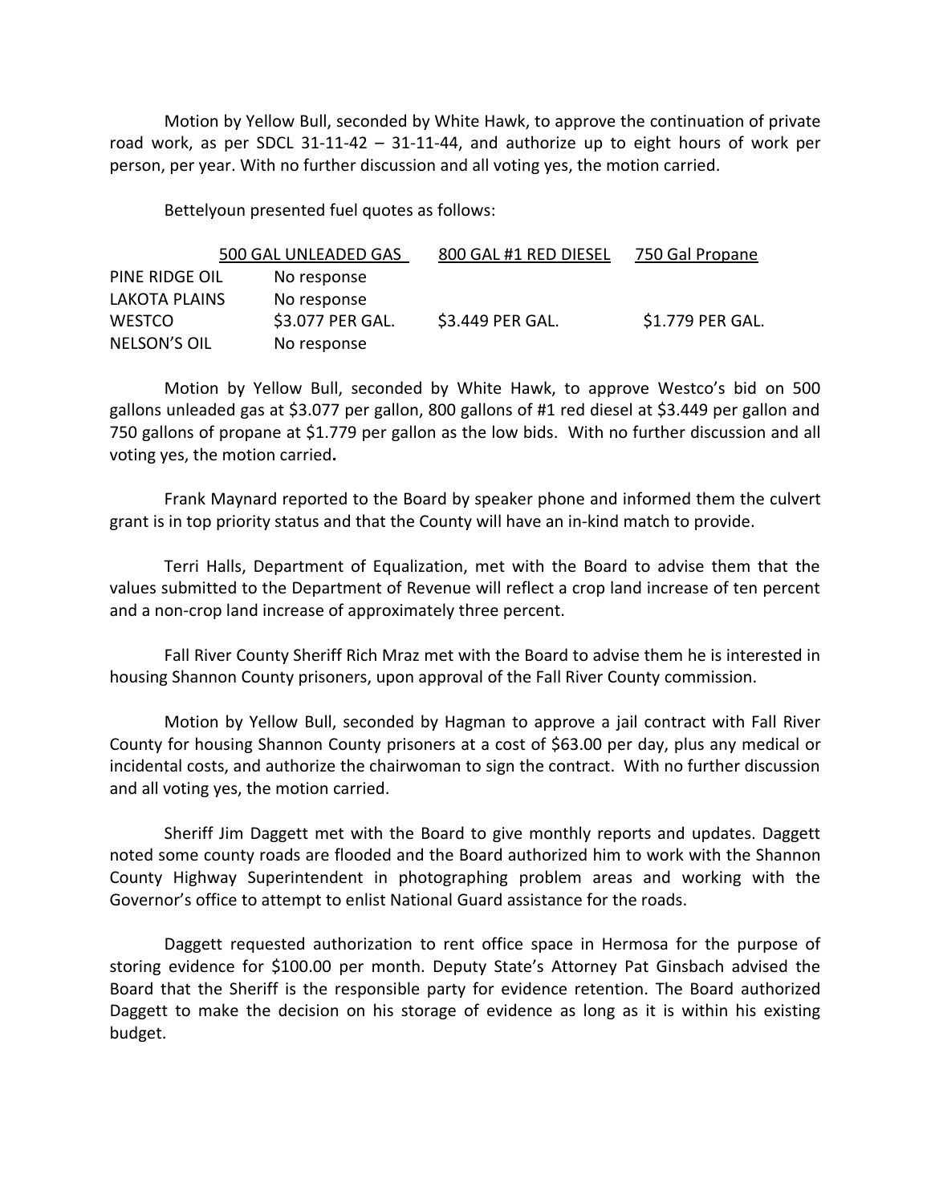Motion by Yellow Bull, seconded by White Hawk, to approve the continuation of private road work, as per SDCL 31-11-42 – 31-11-44, and authorize up to eight hours of work per person, per year. With no further discussion and all voting yes, the motion carried.

Bettelyoun presented fuel quotes as follows:

| | 500 GAL UNLEADED GAS | 800 GAL #1 RED DIESEL | 750 Gal Propane |
|---|---|---|---|
| PINE RIDGE OIL | No response | | |
| LAKOTA PLAINS | No response | | |
| WESTCO | $3.077 PER GAL. | $3.449 PER GAL. | $1.779 PER GAL. |
| NELSON'S OIL | No response | | |

Motion by Yellow Bull, seconded by White Hawk, to approve Westco's bid on 500 gallons unleaded gas at $3.077 per gallon, 800 gallons of #1 red diesel at $3.449 per gallon and 750 gallons of propane at $1.779 per gallon as the low bids. With no further discussion and all voting yes, the motion carried**.**

Frank Maynard reported to the Board by speaker phone and informed them the culvert grant is in top priority status and that the County will have an in-kind match to provide.

Terri Halls, Department of Equalization, met with the Board to advise them that the values submitted to the Department of Revenue will reflect a crop land increase of ten percent and a non-crop land increase of approximately three percent.

Fall River County Sheriff Rich Mraz met with the Board to advise them he is interested in housing Shannon County prisoners, upon approval of the Fall River County commission.

Motion by Yellow Bull, seconded by Hagman to approve a jail contract with Fall River County for housing Shannon County prisoners at a cost of $63.00 per day, plus any medical or incidental costs, and authorize the chairwoman to sign the contract. With no further discussion and all voting yes, the motion carried.

Sheriff Jim Daggett met with the Board to give monthly reports and updates. Daggett noted some county roads are flooded and the Board authorized him to work with the Shannon County Highway Superintendent in photographing problem areas and working with the Governor's office to attempt to enlist National Guard assistance for the roads.

Daggett requested authorization to rent office space in Hermosa for the purpose of storing evidence for $100.00 per month. Deputy State's Attorney Pat Ginsbach advised the Board that the Sheriff is the responsible party for evidence retention. The Board authorized Daggett to make the decision on his storage of evidence as long as it is within his existing budget.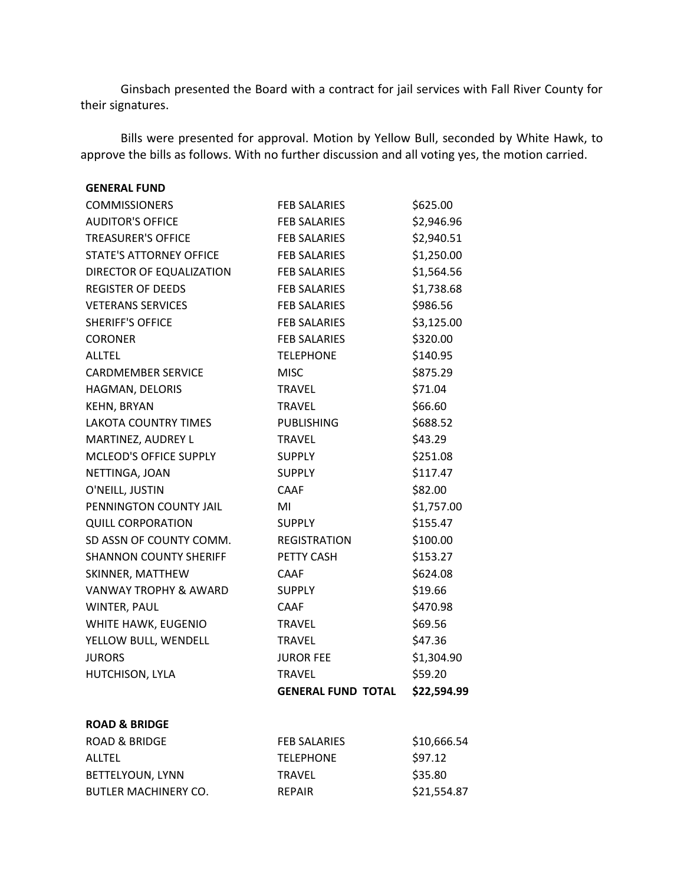Ginsbach presented the Board with a contract for jail services with Fall River County for their signatures.

Bills were presented for approval. Motion by Yellow Bull, seconded by White Hawk, to approve the bills as follows. With no further discussion and all voting yes, the motion carried.

| **GENERAL FUND** | | |
|---|---|---|
| COMMISSIONERS | FEB SALARIES | $625.00 |
| AUDITOR'S OFFICE | FEB SALARIES | $2,946.96 |
| TREASURER'S OFFICE | FEB SALARIES | $2,940.51 |
| STATE'S ATTORNEY OFFICE | FEB SALARIES | $1,250.00 |
| DIRECTOR OF EQUALIZATION | FEB SALARIES | $1,564.56 |
| REGISTER OF DEEDS | FEB SALARIES | $1,738.68 |
| VETERANS SERVICES | FEB SALARIES | $986.56 |
| SHERIFF'S OFFICE | FEB SALARIES | $3,125.00 |
| CORONER | FEB SALARIES | $320.00 |
| ALLTEL | TELEPHONE | $140.95 |
| CARDMEMBER SERVICE | MISC | $875.29 |
| HAGMAN, DELORIS | TRAVEL | $71.04 |
| KEHN, BRYAN | TRAVEL | $66.60 |
| LAKOTA COUNTRY TIMES | PUBLISHING | $688.52 |
| MARTINEZ, AUDREY L | TRAVEL | $43.29 |
| MCLEOD'S OFFICE SUPPLY | SUPPLY | $251.08 |
| NETTINGA, JOAN | SUPPLY | $117.47 |
| O'NEILL, JUSTIN | CAAF | $82.00 |
| PENNINGTON COUNTY JAIL | MI | $1,757.00 |
| QUILL CORPORATION | SUPPLY | $155.47 |
| SD ASSN OF COUNTY COMM. | REGISTRATION | $100.00 |
| SHANNON COUNTY SHERIFF | PETTY CASH | $153.27 |
| SKINNER, MATTHEW | CAAF | $624.08 |
| VANWAY TROPHY & AWARD | SUPPLY | $19.66 |
| WINTER, PAUL | CAAF | $470.98 |
| WHITE HAWK, EUGENIO | TRAVEL | $69.56 |
| YELLOW BULL, WENDELL | TRAVEL | $47.36 |
| JURORS | JUROR FEE | $1,304.90 |
| HUTCHISON, LYLA | TRAVEL | $59.20 |
| | **GENERAL FUND TOTAL** | **$22,594.99** |

| **ROAD & BRIDGE** | | |
|---|---|---|
| ROAD & BRIDGE | FEB SALARIES | $10,666.54 |
| ALLTEL | TELEPHONE | $97.12 |
| BETTELYOUN, LYNN | TRAVEL | $35.80 |
| BUTLER MACHINERY CO. | REPAIR | $21,554.87 |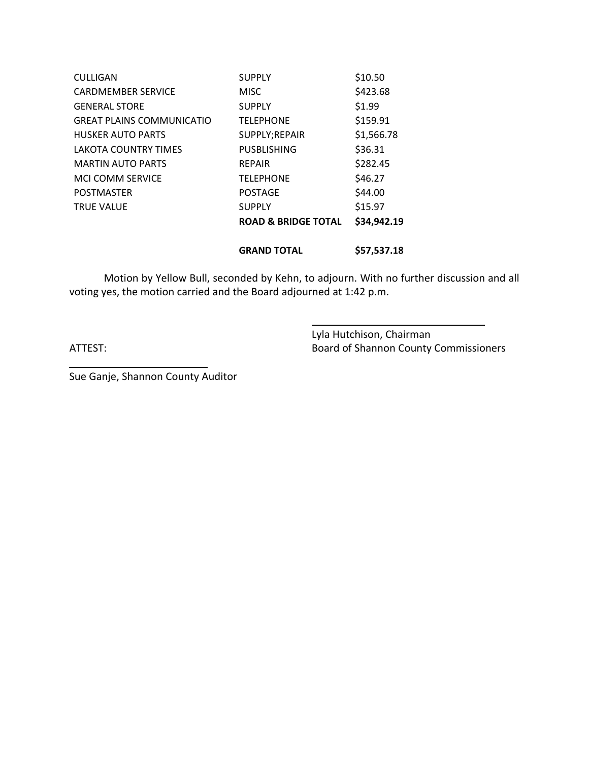| | | |
|---|---|---|
| CULLIGAN | SUPPLY | $10.50 |
| CARDMEMBER SERVICE | MISC | $423.68 |
| GENERAL STORE | SUPPLY | $1.99 |
| GREAT PLAINS COMMUNICATIO | TELEPHONE | $159.91 |
| HUSKER AUTO PARTS | SUPPLY;REPAIR | $1,566.78 |
| LAKOTA COUNTRY TIMES | PUSBLISHING | $36.31 |
| MARTIN AUTO PARTS | REPAIR | $282.45 |
| MCI COMM SERVICE | TELEPHONE | $46.27 |
| POSTMASTER | POSTAGE | $44.00 |
| TRUE VALUE | SUPPLY | $15.97 |
| | **ROAD & BRIDGE TOTAL** | **$34,942.19** |
| | | |
| | **GRAND TOTAL** | **$57,537.18** |

Motion by Yellow Bull, seconded by Kehn, to adjourn. With no further discussion and all voting yes, the motion carried and the Board adjourned at 1:42 p.m.

Lyla Hutchison, Chairman
Board of Shannon County Commissioners

ATTEST:

Sue Ganje, Shannon County Auditor